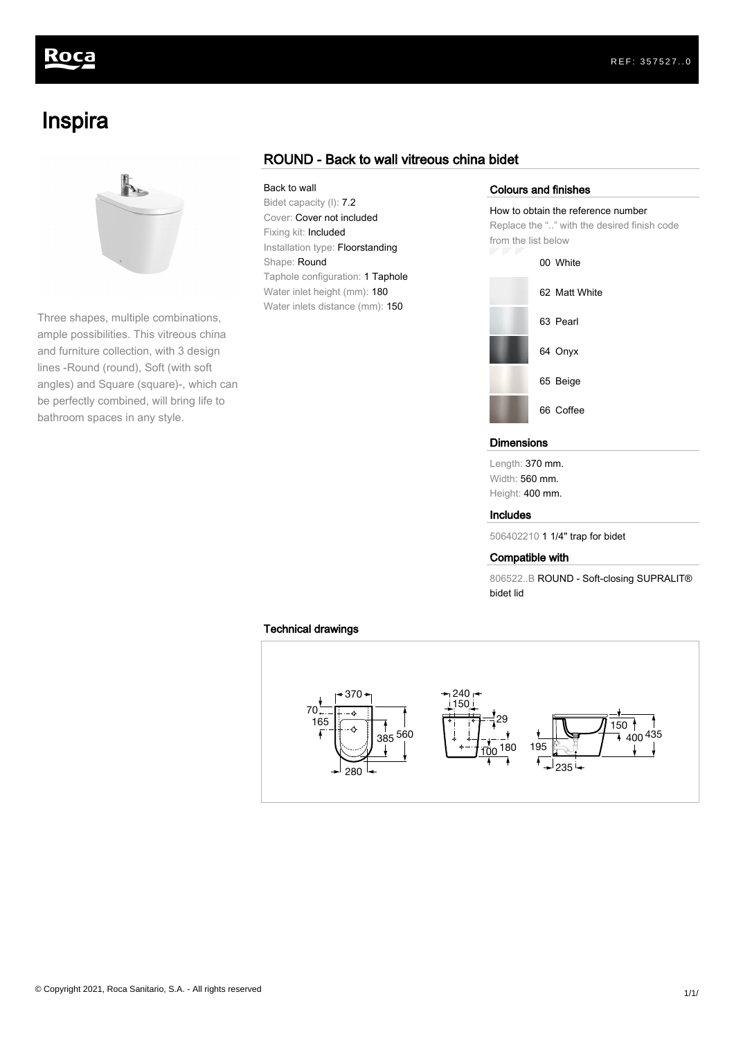Roca

REF: 357527..0

# Inspira

Three shapes, multiple combinations, ample possibilities. This vitreous china and furniture collection, with 3 design lines -Round (round), Soft (with soft angles) and Square (square)-, which can be perfectly combined, will bring life to bathroom spaces in any style.

## ROUND - Back to wall vitreous china bidet

Back to wall
Bidet capacity (l): 7.2
Cover: Cover not included
Fixing kit: Included
Installation type: Floorstanding
Shape: Round
Taphole configuration: 1 Taphole
Water inlet height (mm): 180
Water inlets distance (mm): 150

### Colours and finishes

How to obtain the reference number
Replace the ".." with the desired finish code from the list below

- 00 White
- 62 Matt White
- 63 Pearl
- 64 Onyx
- 65 Beige
- 66 Coffee

### Dimensions

Length: 370 mm.
Width: 560 mm.
Height: 400 mm.

### Includes

506402210 1 1/4" trap for bidet

### Compatible with

806522..B ROUND - Soft-closing SUPRALIT® bidet lid

### Technical drawings

370, 70, 165, 385, 560, 280, 240, 150, 29, 100, 180, 195, 235, 150, 400, 435

© Copyright 2021, Roca Sanitario, S.A. - All rights reserved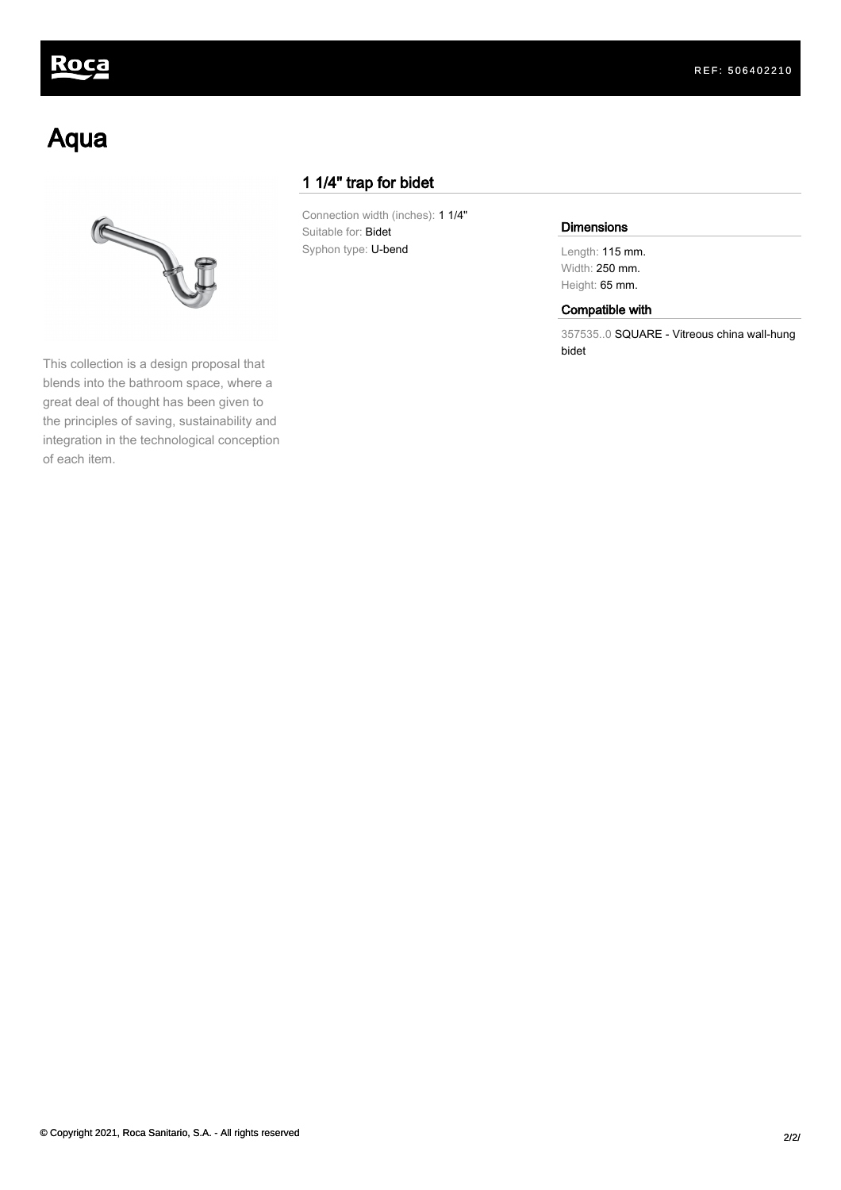# Aqua

## 1 1/4" trap for bidet

Connection width (inches): 1 1/4"
Suitable for: Bidet
Syphon type: U-bend

This collection is a design proposal that blends into the bathroom space, where a great deal of thought has been given to the principles of saving, sustainability and integration in the technological conception of each item.

### Dimensions

Length: 115 mm.
Width: 250 mm.
Height: 65 mm.

### Compatible with

357535..0 SQUARE - Vitreous china wall-hung bidet